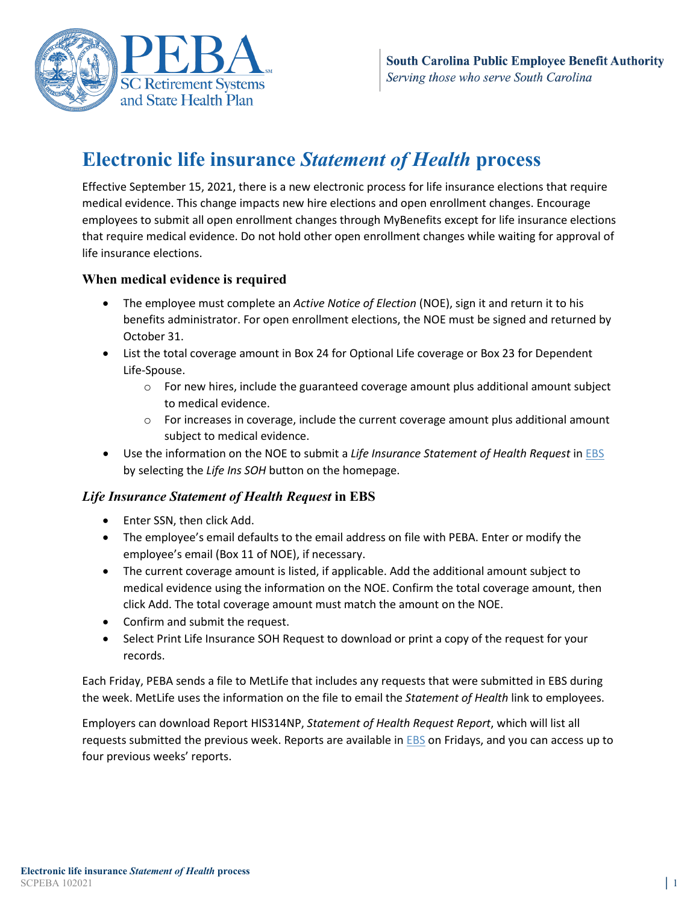South Carolina Public Employee Benefit Authority
*Serving those who serve South Carolina*

# Electronic life insurance *Statement of Health* process

Effective September 15, 2021, there is a new electronic process for life insurance elections that require medical evidence. This change impacts new hire elections and open enrollment changes. Encourage employees to submit all open enrollment changes through MyBenefits except for life insurance elections that require medical evidence. Do not hold other open enrollment changes while waiting for approval of life insurance elections.

### When medical evidence is required

- The employee must complete an *Active Notice of Election* (NOE), sign it and return it to his benefits administrator. For open enrollment elections, the NOE must be signed and returned by October 31.
- List the total coverage amount in Box 24 for Optional Life coverage or Box 23 for Dependent Life-Spouse.
  - For new hires, include the guaranteed coverage amount plus additional amount subject to medical evidence.
  - For increases in coverage, include the current coverage amount plus additional amount subject to medical evidence.
- Use the information on the NOE to submit a *Life Insurance Statement of Health Request* in EBS by selecting the *Life Ins SOH* button on the homepage.

### *Life Insurance Statement of Health Request* in EBS

- Enter SSN, then click Add.
- The employee's email defaults to the email address on file with PEBA. Enter or modify the employee's email (Box 11 of NOE), if necessary.
- The current coverage amount is listed, if applicable. Add the additional amount subject to medical evidence using the information on the NOE. Confirm the total coverage amount, then click Add. The total coverage amount must match the amount on the NOE.
- Confirm and submit the request.
- Select Print Life Insurance SOH Request to download or print a copy of the request for your records.

Each Friday, PEBA sends a file to MetLife that includes any requests that were submitted in EBS during the week. MetLife uses the information on the file to email the *Statement of Health* link to employees.

Employers can download Report HIS314NP, *Statement of Health Request Report*, which will list all requests submitted the previous week. Reports are available in EBS on Fridays, and you can access up to four previous weeks' reports.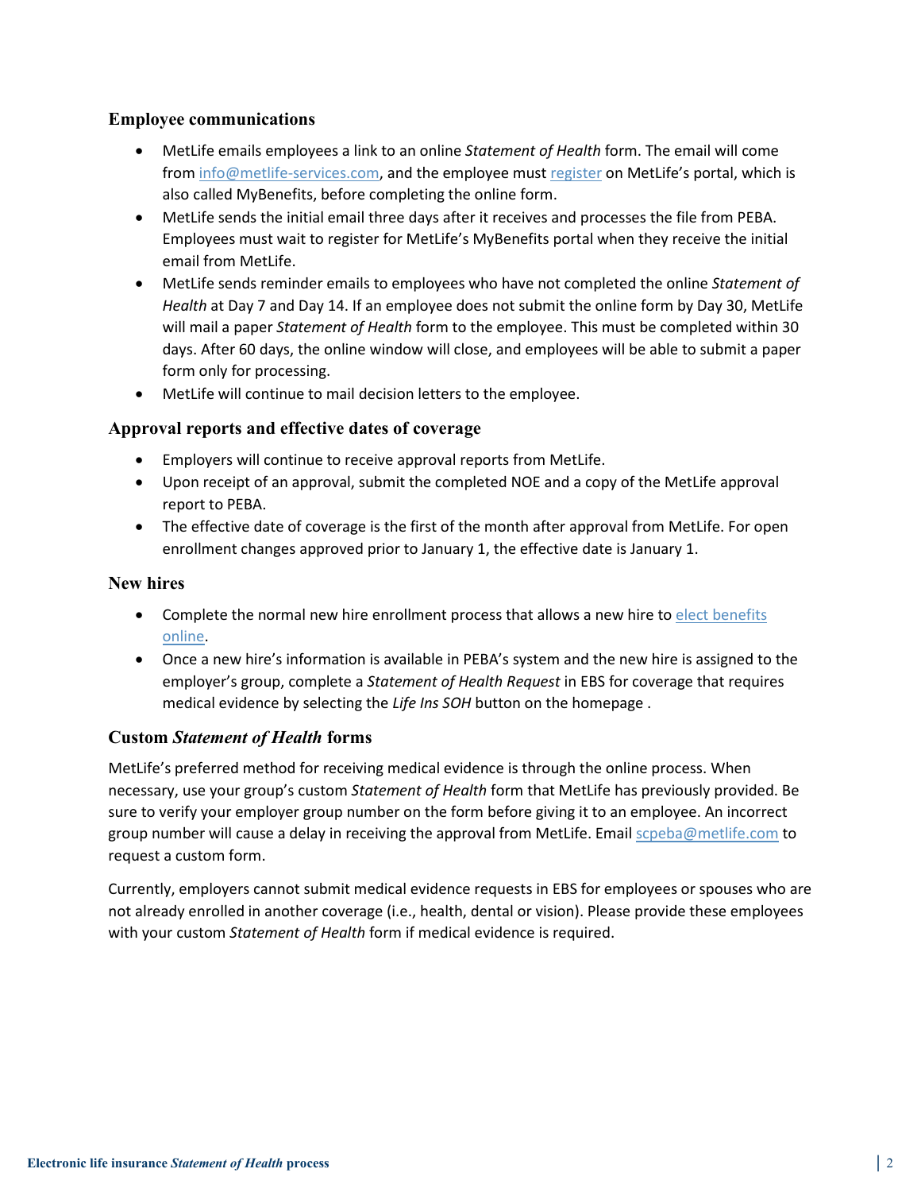### Employee communications

- MetLife emails employees a link to an online *Statement of Health* form. The email will come from [info@metlife-services.com](mailto:info@metlife-services.com), and the employee must [register](#) on MetLife's portal, which is also called MyBenefits, before completing the online form.
- MetLife sends the initial email three days after it receives and processes the file from PEBA. Employees must wait to register for MetLife's MyBenefits portal when they receive the initial email from MetLife.
- MetLife sends reminder emails to employees who have not completed the online *Statement of Health* at Day 7 and Day 14. If an employee does not submit the online form by Day 30, MetLife will mail a paper *Statement of Health* form to the employee. This must be completed within 30 days. After 60 days, the online window will close, and employees will be able to submit a paper form only for processing.
- MetLife will continue to mail decision letters to the employee.

### Approval reports and effective dates of coverage

- Employers will continue to receive approval reports from MetLife.
- Upon receipt of an approval, submit the completed NOE and a copy of the MetLife approval report to PEBA.
- The effective date of coverage is the first of the month after approval from MetLife. For open enrollment changes approved prior to January 1, the effective date is January 1.

### New hires

- Complete the normal new hire enrollment process that allows a new hire to [elect benefits online](#).
- Once a new hire's information is available in PEBA's system and the new hire is assigned to the employer's group, complete a *Statement of Health Request* in EBS for coverage that requires medical evidence by selecting the *Life Ins SOH* button on the homepage .

### Custom *Statement of Health* forms

MetLife's preferred method for receiving medical evidence is through the online process. When necessary, use your group's custom *Statement of Health* form that MetLife has previously provided. Be sure to verify your employer group number on the form before giving it to an employee. An incorrect group number will cause a delay in receiving the approval from MetLife. Email [scpeba@metlife.com](mailto:scpeba@metlife.com) to request a custom form.

Currently, employers cannot submit medical evidence requests in EBS for employees or spouses who are not already enrolled in another coverage (i.e., health, dental or vision). Please provide these employees with your custom *Statement of Health* form if medical evidence is required.